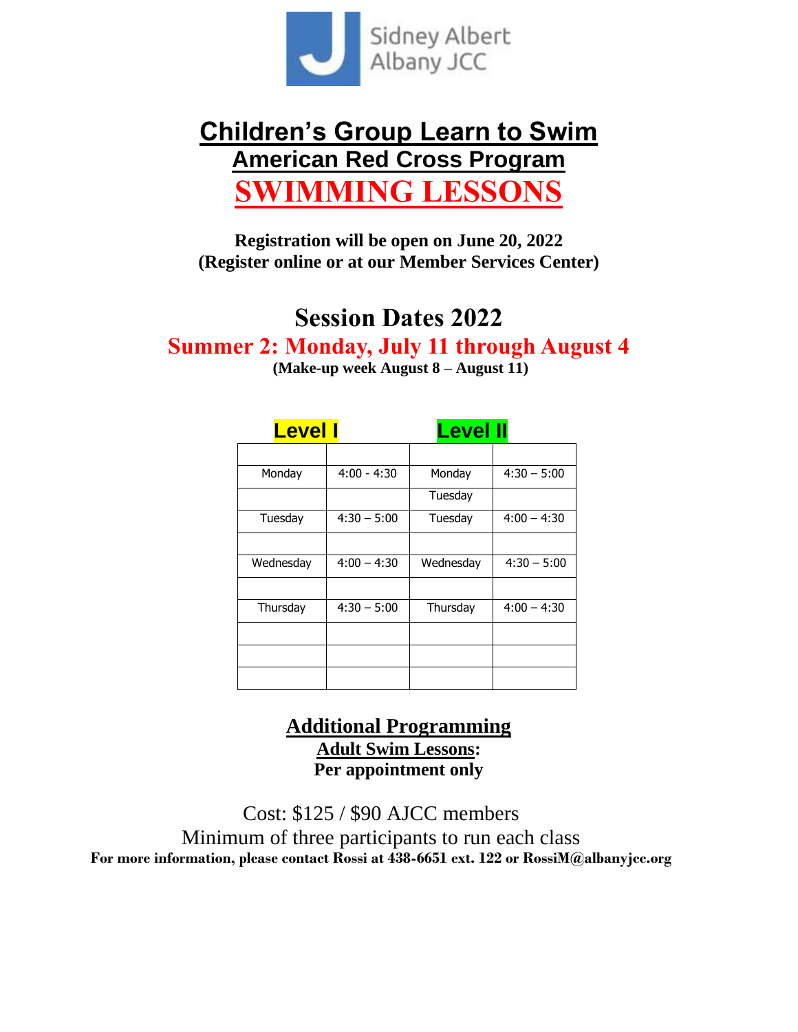Sidney Albert Albany JCC

# Children's Group Learn to Swim

## American Red Cross Program

# SWIMMING LESSONS

**Registration will be open on June 20, 2022**
**(Register online or at our Member Services Center)**

## Session Dates 2022

### Summer 2: Monday, July 11 through August 4

**(Make-up week August 8 – August 11)**

| Level I | | Level II | |
|---|---|---|---|
| | | | |
| Monday | 4:00 - 4:30 | Monday | 4:30 – 5:00 |
| | | Tuesday | |
| Tuesday | 4:30 – 5:00 | Tuesday | 4:00 – 4:30 |
| | | | |
| Wednesday | 4:00 – 4:30 | Wednesday | 4:30 – 5:00 |
| | | | |
| Thursday | 4:30 – 5:00 | Thursday | 4:00 – 4:30 |
| | | | |
| | | | |
| | | | |

## Additional Programming

**Adult Swim Lessons:**
**Per appointment only**

Cost: $125 / $90 AJCC members

Minimum of three participants to run each class

**For more information, please contact Rossi at 438-6651 ext. 122 or RossiM@albanyjcc.org**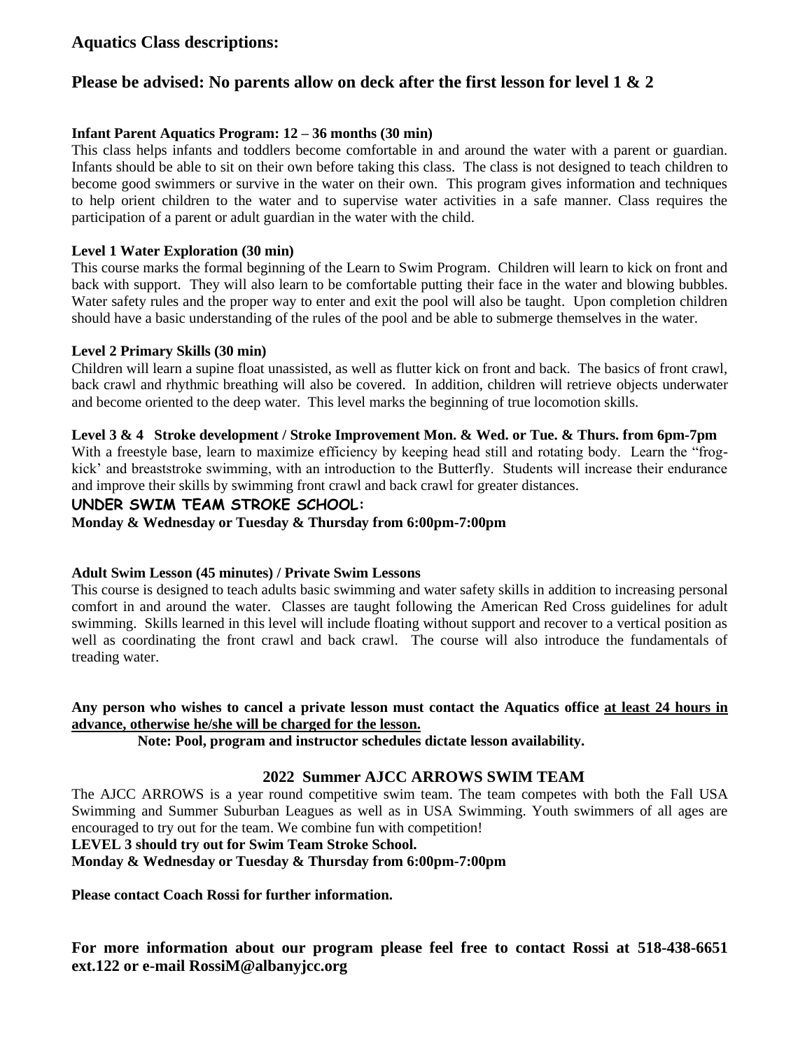## Aquatics Class descriptions:

## Please be advised: No parents allow on deck after the first lesson for level 1 & 2

**Infant Parent Aquatics Program: 12 – 36 months (30 min)**

This class helps infants and toddlers become comfortable in and around the water with a parent or guardian. Infants should be able to sit on their own before taking this class. The class is not designed to teach children to become good swimmers or survive in the water on their own. This program gives information and techniques to help orient children to the water and to supervise water activities in a safe manner. Class requires the participation of a parent or adult guardian in the water with the child.

**Level 1 Water Exploration (30 min)**

This course marks the formal beginning of the Learn to Swim Program. Children will learn to kick on front and back with support. They will also learn to be comfortable putting their face in the water and blowing bubbles. Water safety rules and the proper way to enter and exit the pool will also be taught. Upon completion children should have a basic understanding of the rules of the pool and be able to submerge themselves in the water.

**Level 2 Primary Skills (30 min)**

Children will learn a supine float unassisted, as well as flutter kick on front and back. The basics of front crawl, back crawl and rhythmic breathing will also be covered. In addition, children will retrieve objects underwater and become oriented to the deep water. This level marks the beginning of true locomotion skills.

**Level 3 & 4 Stroke development / Stroke Improvement Mon. & Wed. or Tue. & Thurs. from 6pm-7pm**

With a freestyle base, learn to maximize efficiency by keeping head still and rotating body. Learn the "frog-kick' and breaststroke swimming, with an introduction to the Butterfly. Students will increase their endurance and improve their skills by swimming front crawl and back crawl for greater distances.

**UNDER SWIM TEAM STROKE SCHOOL:**
**Monday & Wednesday or Tuesday & Thursday from 6:00pm-7:00pm**

**Adult Swim Lesson (45 minutes) / Private Swim Lessons**

This course is designed to teach adults basic swimming and water safety skills in addition to increasing personal comfort in and around the water. Classes are taught following the American Red Cross guidelines for adult swimming. Skills learned in this level will include floating without support and recover to a vertical position as well as coordinating the front crawl and back crawl. The course will also introduce the fundamentals of treading water.

**Any person who wishes to cancel a private lesson must contact the Aquatics office at least 24 hours in advance, otherwise he/she will be charged for the lesson.**

**Note: Pool, program and instructor schedules dictate lesson availability.**

### 2022 Summer AJCC ARROWS SWIM TEAM

The AJCC ARROWS is a year round competitive swim team. The team competes with both the Fall USA Swimming and Summer Suburban Leagues as well as in USA Swimming. Youth swimmers of all ages are encouraged to try out for the team. We combine fun with competition!

**LEVEL 3 should try out for Swim Team Stroke School.**
**Monday & Wednesday or Tuesday & Thursday from 6:00pm-7:00pm**

**Please contact Coach Rossi for further information.**

**For more information about our program please feel free to contact Rossi at 518-438-6651 ext.122 or e-mail RossiM@albanyjcc.org**